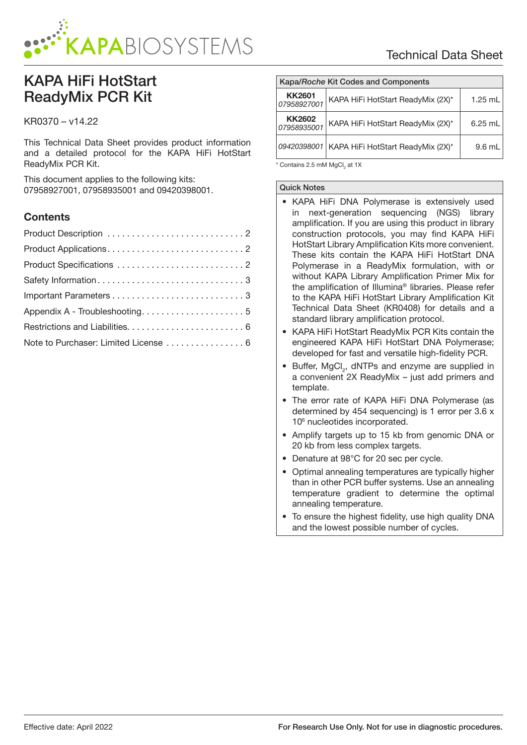# KAPA HiFi HotStart ReadyMix PCR Kit

KR0370 – v14.22

This Technical Data Sheet provides product information and a detailed protocol for the KAPA HiFi HotStart ReadyMix PCR Kit.

This document applies to the following kits: 07958927001, 07958935001 and 09420398001.

## Contents

Product Description . . . . . . . . . . . . . . . . . . . . . . . . . . . . 2
Product Applications . . . . . . . . . . . . . . . . . . . . . . . . . . . . 2
Product Specifications . . . . . . . . . . . . . . . . . . . . . . . . . . 2
Safety Information . . . . . . . . . . . . . . . . . . . . . . . . . . . . . 3
Important Parameters . . . . . . . . . . . . . . . . . . . . . . . . . . . 3
Appendix A - Troubleshooting . . . . . . . . . . . . . . . . . . . . . 5
Restrictions and Liabilities . . . . . . . . . . . . . . . . . . . . . . . . 6
Note to Purchaser: Limited License . . . . . . . . . . . . . . . . 6

| Kapa/*Roche* Kit Codes and Components | | |
|---|---|---|
| **KK2601** *07958927001* | KAPA HiFi HotStart ReadyMix (2X)* | 1.25 mL |
| **KK2602** *07958935001* | KAPA HiFi HotStart ReadyMix (2X)* | 6.25 mL |
| *09420398001* | KAPA HiFi HotStart ReadyMix (2X)* | 9.6 mL |

* Contains 2.5 mM $MgCl_2$ at 1X

**Quick Notes**

- KAPA HiFi DNA Polymerase is extensively used in next-generation sequencing (NGS) library amplification. If you are using this product in library construction protocols, you may find KAPA HiFi HotStart Library Amplification Kits more convenient. These kits contain the KAPA HiFi HotStart DNA Polymerase in a ReadyMix formulation, with or without KAPA Library Amplification Primer Mix for the amplification of Illumina® libraries. Please refer to the KAPA HiFi HotStart Library Amplification Kit Technical Data Sheet (KR0408) for details and a standard library amplification protocol.
- KAPA HiFi HotStart ReadyMix PCR Kits contain the engineered KAPA HiFi HotStart DNA Polymerase; developed for fast and versatile high-fidelity PCR.
- Buffer, $MgCl_2$, dNTPs and enzyme are supplied in a convenient 2X ReadyMix – just add primers and template.
- The error rate of KAPA HiFi DNA Polymerase (as determined by 454 sequencing) is 1 error per 3.6 x $10^6$ nucleotides incorporated.
- Amplify targets up to 15 kb from genomic DNA or 20 kb from less complex targets.
- Denature at 98°C for 20 sec per cycle.
- Optimal annealing temperatures are typically higher than in other PCR buffer systems. Use an annealing temperature gradient to determine the optimal annealing temperature.
- To ensure the highest fidelity, use high quality DNA and the lowest possible number of cycles.

Effective date: April 2022

**For Research Use Only. Not for use in diagnostic procedures.**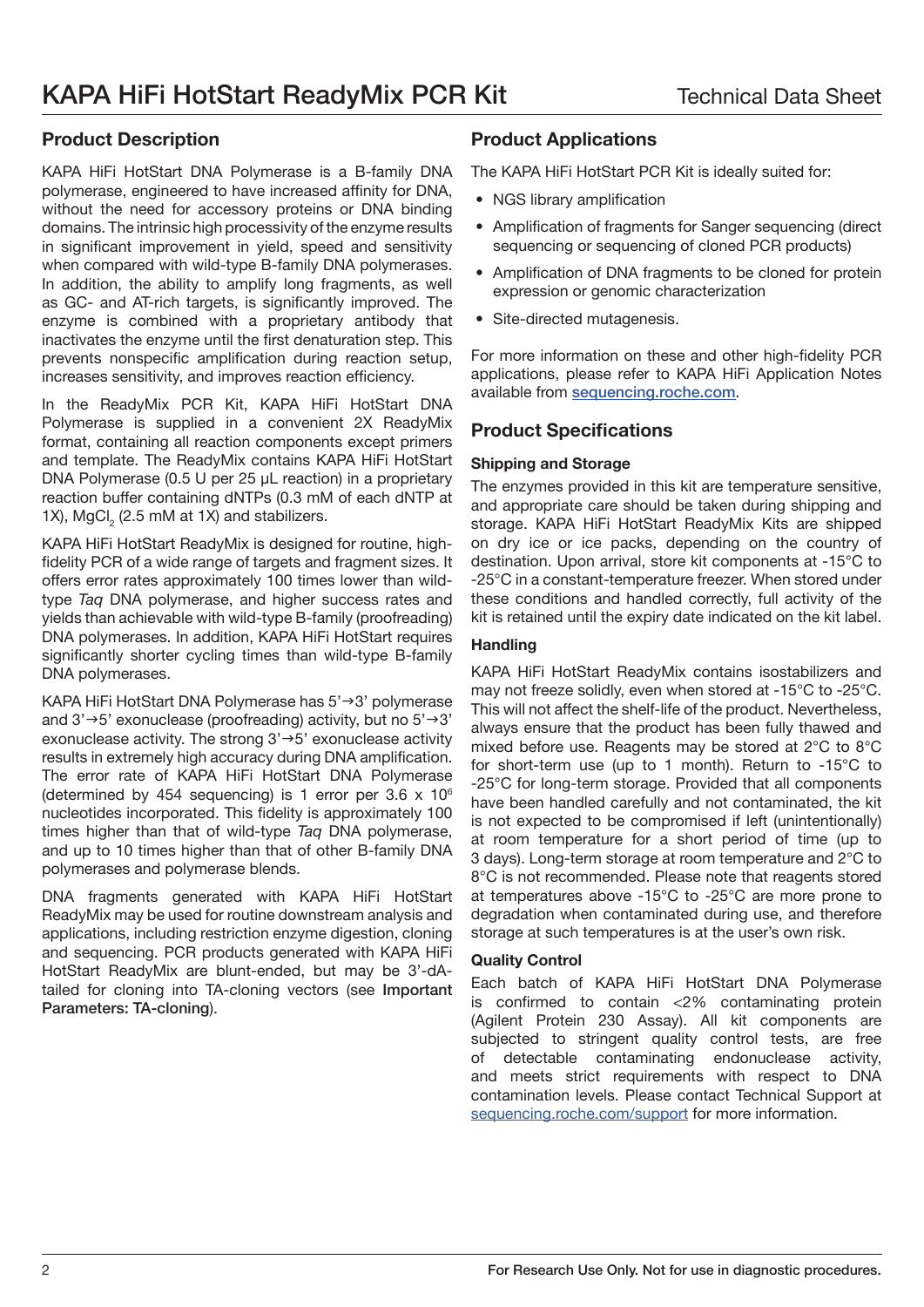# KAPA HiFi HotStart ReadyMix PCR Kit

Technical Data Sheet

## Product Description

KAPA HiFi HotStart DNA Polymerase is a B-family DNA polymerase, engineered to have increased affinity for DNA, without the need for accessory proteins or DNA binding domains. The intrinsic high processivity of the enzyme results in significant improvement in yield, speed and sensitivity when compared with wild-type B-family DNA polymerases. In addition, the ability to amplify long fragments, as well as GC- and AT-rich targets, is significantly improved. The enzyme is combined with a proprietary antibody that inactivates the enzyme until the first denaturation step. This prevents nonspecific amplification during reaction setup, increases sensitivity, and improves reaction efficiency.

In the ReadyMix PCR Kit, KAPA HiFi HotStart DNA Polymerase is supplied in a convenient 2X ReadyMix format, containing all reaction components except primers and template. The ReadyMix contains KAPA HiFi HotStart DNA Polymerase (0.5 U per 25 µL reaction) in a proprietary reaction buffer containing dNTPs (0.3 mM of each dNTP at 1X), $MgCl_2$ (2.5 mM at 1X) and stabilizers.

KAPA HiFi HotStart ReadyMix is designed for routine, high-fidelity PCR of a wide range of targets and fragment sizes. It offers error rates approximately 100 times lower than wild-type *Taq* DNA polymerase, and higher success rates and yields than achievable with wild-type B-family (proofreading) DNA polymerases. In addition, KAPA HiFi HotStart requires significantly shorter cycling times than wild-type B-family DNA polymerases.

KAPA HiFi HotStart DNA Polymerase has 5'→3' polymerase and 3'→5' exonuclease (proofreading) activity, but no 5'→3' exonuclease activity. The strong 3'→5' exonuclease activity results in extremely high accuracy during DNA amplification. The error rate of KAPA HiFi HotStart DNA Polymerase (determined by 454 sequencing) is 1 error per $3.6 \times 10^6$ nucleotides incorporated. This fidelity is approximately 100 times higher than that of wild-type *Taq* DNA polymerase, and up to 10 times higher than that of other B-family DNA polymerases and polymerase blends.

DNA fragments generated with KAPA HiFi HotStart ReadyMix may be used for routine downstream analysis and applications, including restriction enzyme digestion, cloning and sequencing. PCR products generated with KAPA HiFi HotStart ReadyMix are blunt-ended, but may be 3'-dA-tailed for cloning into TA-cloning vectors (see **Important Parameters: TA-cloning**).

## Product Applications

The KAPA HiFi HotStart PCR Kit is ideally suited for:

- NGS library amplification
- Amplification of fragments for Sanger sequencing (direct sequencing or sequencing of cloned PCR products)
- Amplification of DNA fragments to be cloned for protein expression or genomic characterization
- Site-directed mutagenesis.

For more information on these and other high-fidelity PCR applications, please refer to KAPA HiFi Application Notes available from **sequencing.roche.com**.

## Product Specifications

### Shipping and Storage

The enzymes provided in this kit are temperature sensitive, and appropriate care should be taken during shipping and storage. KAPA HiFi HotStart ReadyMix Kits are shipped on dry ice or ice packs, depending on the country of destination. Upon arrival, store kit components at -15°C to -25°C in a constant-temperature freezer. When stored under these conditions and handled correctly, full activity of the kit is retained until the expiry date indicated on the kit label.

### Handling

KAPA HiFi HotStart ReadyMix contains isostabilizers and may not freeze solidly, even when stored at -15°C to -25°C. This will not affect the shelf-life of the product. Nevertheless, always ensure that the product has been fully thawed and mixed before use. Reagents may be stored at 2°C to 8°C for short-term use (up to 1 month). Return to -15°C to -25°C for long-term storage. Provided that all components have been handled carefully and not contaminated, the kit is not expected to be compromised if left (unintentionally) at room temperature for a short period of time (up to 3 days). Long-term storage at room temperature and 2°C to 8°C is not recommended. Please note that reagents stored at temperatures above -15°C to -25°C are more prone to degradation when contaminated during use, and therefore storage at such temperatures is at the user's own risk.

### Quality Control

Each batch of KAPA HiFi HotStart DNA Polymerase is confirmed to contain <2% contaminating protein (Agilent Protein 230 Assay). All kit components are subjected to stringent quality control tests, are free of detectable contaminating endonuclease activity, and meets strict requirements with respect to DNA contamination levels. Please contact Technical Support at sequencing.roche.com/support for more information.

**For Research Use Only. Not for use in diagnostic procedures.**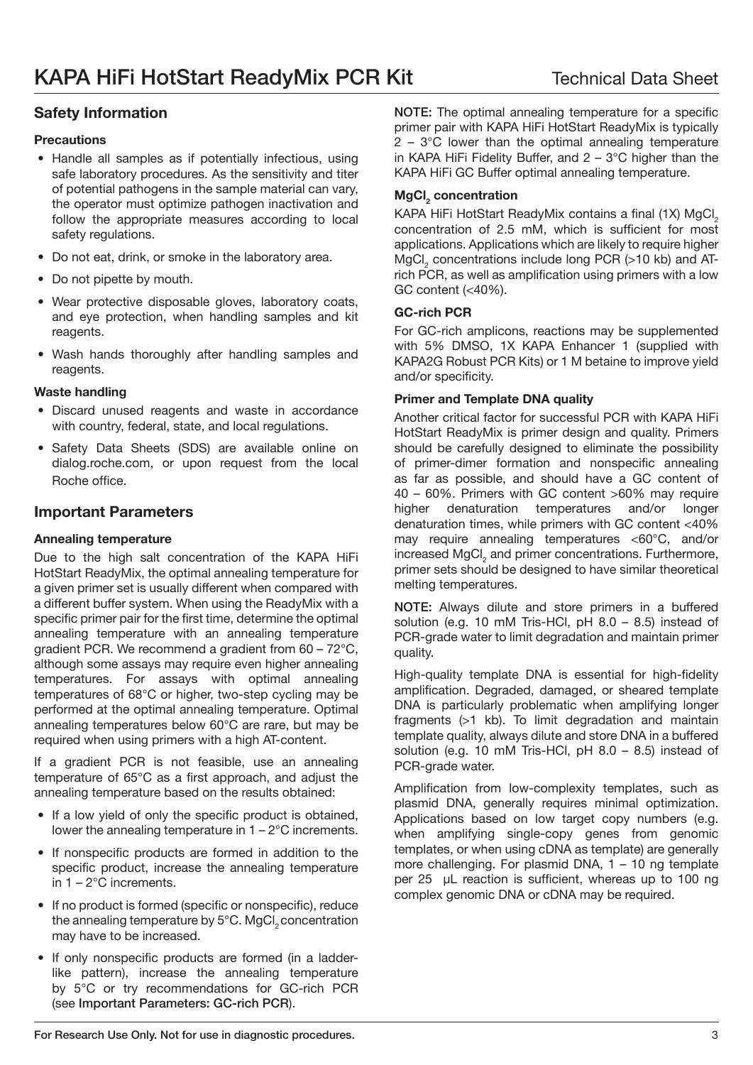## Safety Information

### Precautions

- Handle all samples as if potentially infectious, using safe laboratory procedures. As the sensitivity and titer of potential pathogens in the sample material can vary, the operator must optimize pathogen inactivation and follow the appropriate measures according to local safety regulations.
- Do not eat, drink, or smoke in the laboratory area.
- Do not pipette by mouth.
- Wear protective disposable gloves, laboratory coats, and eye protection, when handling samples and kit reagents.
- Wash hands thoroughly after handling samples and reagents.

### Waste handling

- Discard unused reagents and waste in accordance with country, federal, state, and local regulations.
- Safety Data Sheets (SDS) are available online on dialog.roche.com, or upon request from the local Roche office.

## Important Parameters

### Annealing temperature

Due to the high salt concentration of the KAPA HiFi HotStart ReadyMix, the optimal annealing temperature for a given primer set is usually different when compared with a different buffer system. When using the ReadyMix with a specific primer pair for the first time, determine the optimal annealing temperature with an annealing temperature gradient PCR. We recommend a gradient from 60 – 72°C, although some assays may require even higher annealing temperatures. For assays with optimal annealing temperatures of 68°C or higher, two-step cycling may be performed at the optimal annealing temperature. Optimal annealing temperatures below 60°C are rare, but may be required when using primers with a high AT-content.

If a gradient PCR is not feasible, use an annealing temperature of 65°C as a first approach, and adjust the annealing temperature based on the results obtained:

- If a low yield of only the specific product is obtained, lower the annealing temperature in 1 – 2°C increments.
- If nonspecific products are formed in addition to the specific product, increase the annealing temperature in 1 – 2°C increments.
- If no product is formed (specific or nonspecific), reduce the annealing temperature by 5°C. $MgCl_2$ concentration may have to be increased.
- If only nonspecific products are formed (in a ladder-like pattern), increase the annealing temperature by 5°C or try recommendations for GC-rich PCR (see **Important Parameters: GC-rich PCR**).

**NOTE:** The optimal annealing temperature for a specific primer pair with KAPA HiFi HotStart ReadyMix is typically 2 – 3°C lower than the optimal annealing temperature in KAPA HiFi Fidelity Buffer, and 2 – 3°C higher than the KAPA HiFi GC Buffer optimal annealing temperature.

### $MgCl_2$ concentration

KAPA HiFi HotStart ReadyMix contains a final (1X) $MgCl_2$ concentration of 2.5 mM, which is sufficient for most applications. Applications which are likely to require higher $MgCl_2$ concentrations include long PCR (>10 kb) and AT-rich PCR, as well as amplification using primers with a low GC content (<40%).

### GC-rich PCR

For GC-rich amplicons, reactions may be supplemented with 5% DMSO, 1X KAPA Enhancer 1 (supplied with KAPA2G Robust PCR Kits) or 1 M betaine to improve yield and/or specificity.

### Primer and Template DNA quality

Another critical factor for successful PCR with KAPA HiFi HotStart ReadyMix is primer design and quality. Primers should be carefully designed to eliminate the possibility of primer-dimer formation and nonspecific annealing as far as possible, and should have a GC content of 40 – 60%. Primers with GC content >60% may require higher denaturation temperatures and/or longer denaturation times, while primers with GC content <40% may require annealing temperatures <60°C, and/or increased $MgCl_2$ and primer concentrations. Furthermore, primer sets should be designed to have similar theoretical melting temperatures.

**NOTE:** Always dilute and store primers in a buffered solution (e.g. 10 mM Tris-HCl, pH 8.0 – 8.5) instead of PCR-grade water to limit degradation and maintain primer quality.

High-quality template DNA is essential for high-fidelity amplification. Degraded, damaged, or sheared template DNA is particularly problematic when amplifying longer fragments (>1 kb). To limit degradation and maintain template quality, always dilute and store DNA in a buffered solution (e.g. 10 mM Tris-HCl, pH 8.0 – 8.5) instead of PCR-grade water.

Amplification from low-complexity templates, such as plasmid DNA, generally requires minimal optimization. Applications based on low target copy numbers (e.g. when amplifying single-copy genes from genomic templates, or when using cDNA as template) are generally more challenging. For plasmid DNA, 1 – 10 ng template per 25 μL reaction is sufficient, whereas up to 100 ng complex genomic DNA or cDNA may be required.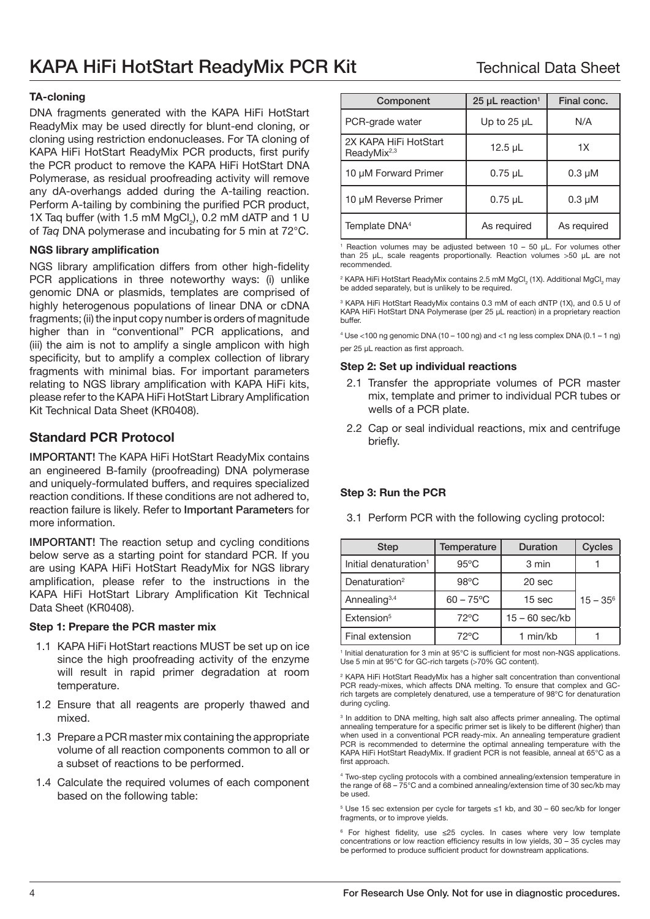### TA-cloning

DNA fragments generated with the KAPA HiFi HotStart ReadyMix may be used directly for blunt-end cloning, or cloning using restriction endonucleases. For TA cloning of KAPA HiFi HotStart ReadyMix PCR products, first purify the PCR product to remove the KAPA HiFi HotStart DNA Polymerase, as residual proofreading activity will remove any dA-overhangs added during the A-tailing reaction. Perform A-tailing by combining the purified PCR product, 1X Taq buffer (with 1.5 mM $MgCl_2$), 0.2 mM dATP and 1 U of *Taq* DNA polymerase and incubating for 5 min at 72°C.

### NGS library amplification

NGS library amplification differs from other high-fidelity PCR applications in three noteworthy ways: (i) unlike genomic DNA or plasmids, templates are comprised of highly heterogenous populations of linear DNA or cDNA fragments; (ii) the input copy number is orders of magnitude higher than in "conventional" PCR applications, and (iii) the aim is not to amplify a single amplicon with high specificity, but to amplify a complex collection of library fragments with minimal bias. For important parameters relating to NGS library amplification with KAPA HiFi kits, please refer to the KAPA HiFi HotStart Library Amplification Kit Technical Data Sheet (KR0408).

## Standard PCR Protocol

**IMPORTANT!** The KAPA HiFi HotStart ReadyMix contains an engineered B-family (proofreading) DNA polymerase and uniquely-formulated buffers, and requires specialized reaction conditions. If these conditions are not adhered to, reaction failure is likely. Refer to **Important Parameter**s for more information.

**IMPORTANT!** The reaction setup and cycling conditions below serve as a starting point for standard PCR. If you are using KAPA HiFi HotStart ReadyMix for NGS library amplification, please refer to the instructions in the KAPA HiFi HotStart Library Amplification Kit Technical Data Sheet (KR0408).

### Step 1: Prepare the PCR master mix

1.1 KAPA HiFi HotStart reactions MUST be set up on ice since the high proofreading activity of the enzyme will result in rapid primer degradation at room temperature.

1.2 Ensure that all reagents are properly thawed and mixed.

1.3 Prepare a PCR master mix containing the appropriate volume of all reaction components common to all or a subset of reactions to be performed.

1.4 Calculate the required volumes of each component based on the following table:

| Component | 25 µL reaction[1] | Final conc. |
|---|---|---|
| PCR-grade water | Up to 25 µL | N/A |
| 2X KAPA HiFi HotStart ReadyMix[2,3] | 12.5 µL | 1X |
| 10 µM Forward Primer | 0.75 µL | 0.3 µM |
| 10 µM Reverse Primer | 0.75 µL | 0.3 µM |
| Template DNA[4] | As required | As required |

[1] Reaction volumes may be adjusted between 10 – 50 µL. For volumes other than 25 µL, scale reagents proportionally. Reaction volumes >50 µL are not recommended.

[2] KAPA HiFi HotStart ReadyMix contains 2.5 mM $MgCl_2$ (1X). Additional $MgCl_2$ may be added separately, but is unlikely to be required.

[3] KAPA HiFi HotStart ReadyMix contains 0.3 mM of each dNTP (1X), and 0.5 U of KAPA HiFi HotStart DNA Polymerase (per 25 µL reaction) in a proprietary reaction buffer.

[4] Use <100 ng genomic DNA (10 – 100 ng) and <1 ng less complex DNA (0.1 – 1 ng) per 25 µL reaction as first approach.

### Step 2: Set up individual reactions

2.1 Transfer the appropriate volumes of PCR master mix, template and primer to individual PCR tubes or wells of a PCR plate.

2.2 Cap or seal individual reactions, mix and centrifuge briefly.

### Step 3: Run the PCR

3.1 Perform PCR with the following cycling protocol:

| Step | Temperature | Duration | Cycles |
|---|---|---|---|
| Initial denaturation[1] | 95°C | 3 min | 1 |
| Denaturation[2] | 98°C | 20 sec | 15 – 35[6] |
| Annealing[3,4] | 60 – 75°C | 15 sec | |
| Extension[5] | 72°C | 15 – 60 sec/kb | |
| Final extension | 72°C | 1 min/kb | 1 |

[1] Initial denaturation for 3 min at 95°C is sufficient for most non-NGS applications. Use 5 min at 95°C for GC-rich targets (>70% GC content).

[2] KAPA HiFi HotStart ReadyMix has a higher salt concentration than conventional PCR ready-mixes, which affects DNA melting. To ensure that complex and GC-rich targets are completely denatured, use a temperature of 98°C for denaturation during cycling.

[3] In addition to DNA melting, high salt also affects primer annealing. The optimal annealing temperature for a specific primer set is likely to be different (higher) than when used in a conventional PCR ready-mix. An annealing temperature gradient PCR is recommended to determine the optimal annealing temperature with the KAPA HiFi HotStart ReadyMix. If gradient PCR is not feasible, anneal at 65°C as a first approach.

[4] Two-step cycling protocols with a combined annealing/extension temperature in the range of 68 – 75°C and a combined annealing/extension time of 30 sec/kb may be used.

[5] Use 15 sec extension per cycle for targets ≤1 kb, and 30 – 60 sec/kb for longer fragments, or to improve yields.

[6] For highest fidelity, use ≤25 cycles. In cases where very low template concentrations or low reaction efficiency results in low yields, 30 – 35 cycles may be performed to produce sufficient product for downstream applications.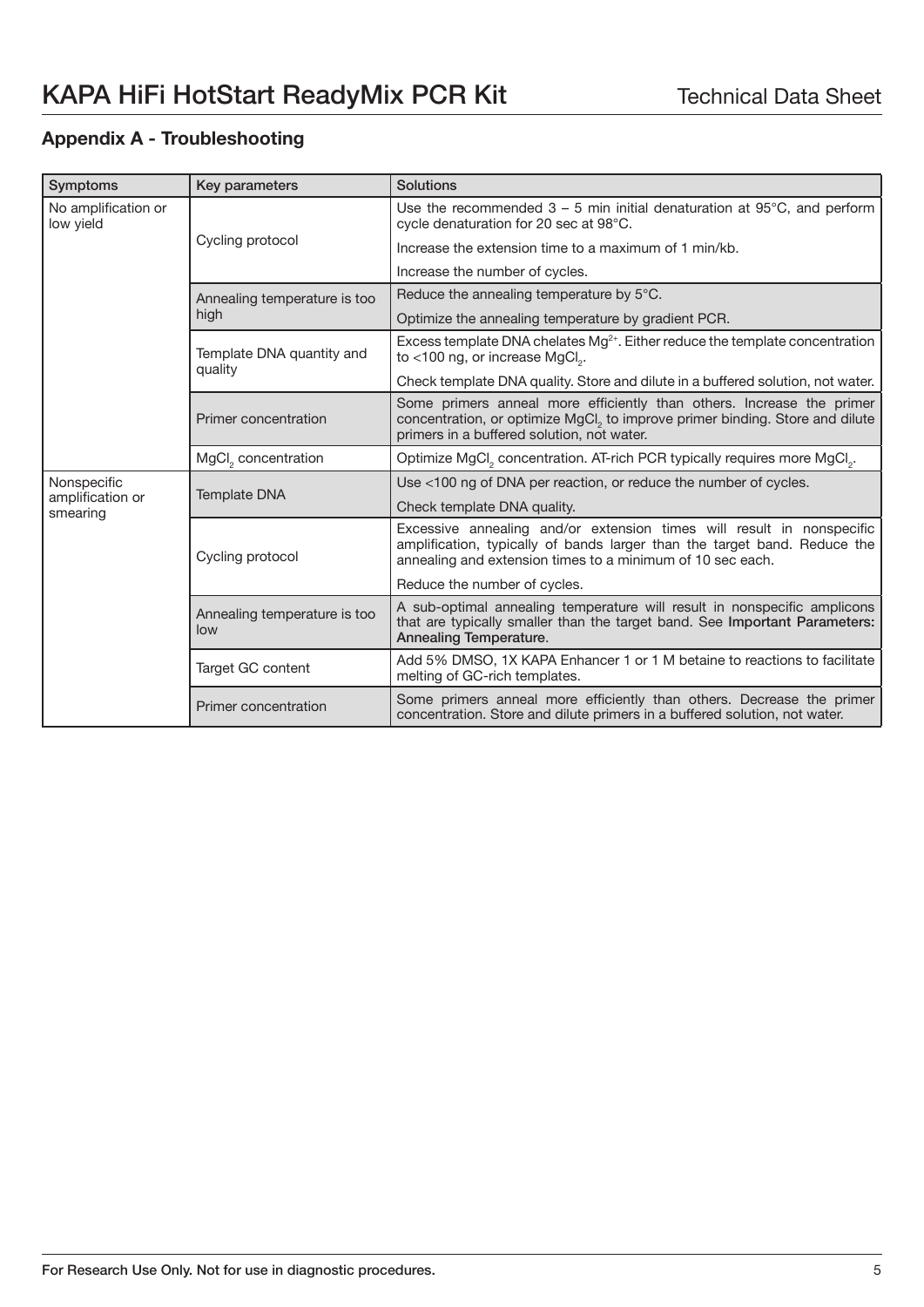## Appendix A - Troubleshooting

| Symptoms | Key parameters | Solutions |
|---|---|---|
| No amplification or low yield | Cycling protocol | Use the recommended 3 – 5 min initial denaturation at 95°C, and perform cycle denaturation for 20 sec at 98°C. |
| | | Increase the extension time to a maximum of 1 min/kb. |
| | | Increase the number of cycles. |
| | Annealing temperature is too high | Reduce the annealing temperature by 5°C. |
| | | Optimize the annealing temperature by gradient PCR. |
| | Template DNA quantity and quality | Excess template DNA chelates $Mg^{2+}$. Either reduce the template concentration to <100 ng, or increase $MgCl_2$. |
| | | Check template DNA quality. Store and dilute in a buffered solution, not water. |
| | Primer concentration | Some primers anneal more efficiently than others. Increase the primer concentration, or optimize $MgCl_2$ to improve primer binding. Store and dilute primers in a buffered solution, not water. |
| | $MgCl_2$ concentration | Optimize $MgCl_2$ concentration. AT-rich PCR typically requires more $MgCl_2$. |
| Nonspecific amplification or smearing | Template DNA | Use <100 ng of DNA per reaction, or reduce the number of cycles. |
| | | Check template DNA quality. |
| | Cycling protocol | Excessive annealing and/or extension times will result in nonspecific amplification, typically of bands larger than the target band. Reduce the annealing and extension times to a minimum of 10 sec each. |
| | | Reduce the number of cycles. |
| | Annealing temperature is too low | A sub-optimal annealing temperature will result in nonspecific amplicons that are typically smaller than the target band. See **Important Parameters: Annealing Temperature**. |
| | Target GC content | Add 5% DMSO, 1X KAPA Enhancer 1 or 1 M betaine to reactions to facilitate melting of GC-rich templates. |
| | Primer concentration | Some primers anneal more efficiently than others. Decrease the primer concentration. Store and dilute primers in a buffered solution, not water. |

**For Research Use Only. Not for use in diagnostic procedures.**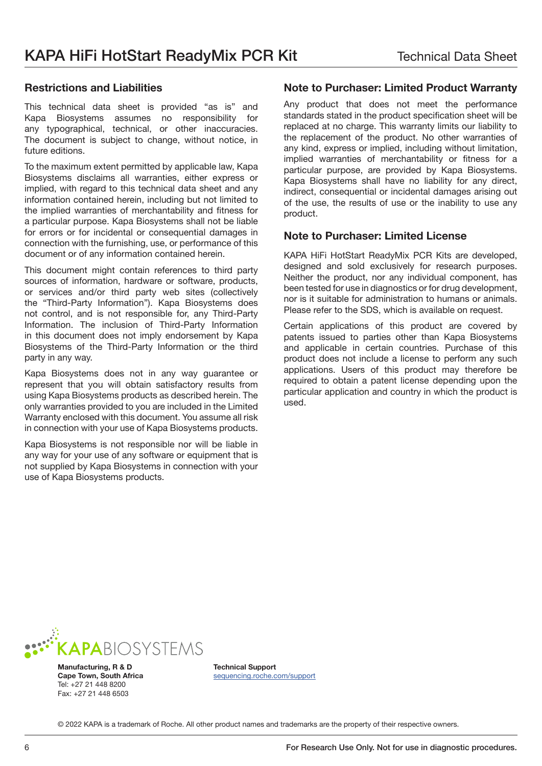## Restrictions and Liabilities

This technical data sheet is provided "as is" and Kapa Biosystems assumes no responsibility for any typographical, technical, or other inaccuracies. The document is subject to change, without notice, in future editions.

To the maximum extent permitted by applicable law, Kapa Biosystems disclaims all warranties, either express or implied, with regard to this technical data sheet and any information contained herein, including but not limited to the implied warranties of merchantability and fitness for a particular purpose. Kapa Biosystems shall not be liable for errors or for incidental or consequential damages in connection with the furnishing, use, or performance of this document or of any information contained herein.

This document might contain references to third party sources of information, hardware or software, products, or services and/or third party web sites (collectively the "Third-Party Information"). Kapa Biosystems does not control, and is not responsible for, any Third-Party Information. The inclusion of Third-Party Information in this document does not imply endorsement by Kapa Biosystems of the Third-Party Information or the third party in any way.

Kapa Biosystems does not in any way guarantee or represent that you will obtain satisfactory results from using Kapa Biosystems products as described herein. The only warranties provided to you are included in the Limited Warranty enclosed with this document. You assume all risk in connection with your use of Kapa Biosystems products.

Kapa Biosystems is not responsible nor will be liable in any way for your use of any software or equipment that is not supplied by Kapa Biosystems in connection with your use of Kapa Biosystems products.

## Note to Purchaser: Limited Product Warranty

Any product that does not meet the performance standards stated in the product specification sheet will be replaced at no charge. This warranty limits our liability to the replacement of the product. No other warranties of any kind, express or implied, including without limitation, implied warranties of merchantability or fitness for a particular purpose, are provided by Kapa Biosystems. Kapa Biosystems shall have no liability for any direct, indirect, consequential or incidental damages arising out of the use, the results of use or the inability to use any product.

## Note to Purchaser: Limited License

KAPA HiFi HotStart ReadyMix PCR Kits are developed, designed and sold exclusively for research purposes. Neither the product, nor any individual component, has been tested for use in diagnostics or for drug development, nor is it suitable for administration to humans or animals. Please refer to the SDS, which is available on request.

Certain applications of this product are covered by patents issued to parties other than Kapa Biosystems and applicable in certain countries. Purchase of this product does not include a license to perform any such applications. Users of this product may therefore be required to obtain a patent license depending upon the particular application and country in which the product is used.

KAPABIOSYSTEMS

**Manufacturing, R & D**
**Cape Town, South Africa**
Tel: +27 21 448 8200
Fax: +27 21 448 6503

**Technical Support**
sequencing.roche.com/support

© 2022 KAPA is a trademark of Roche. All other product names and trademarks are the property of their respective owners.